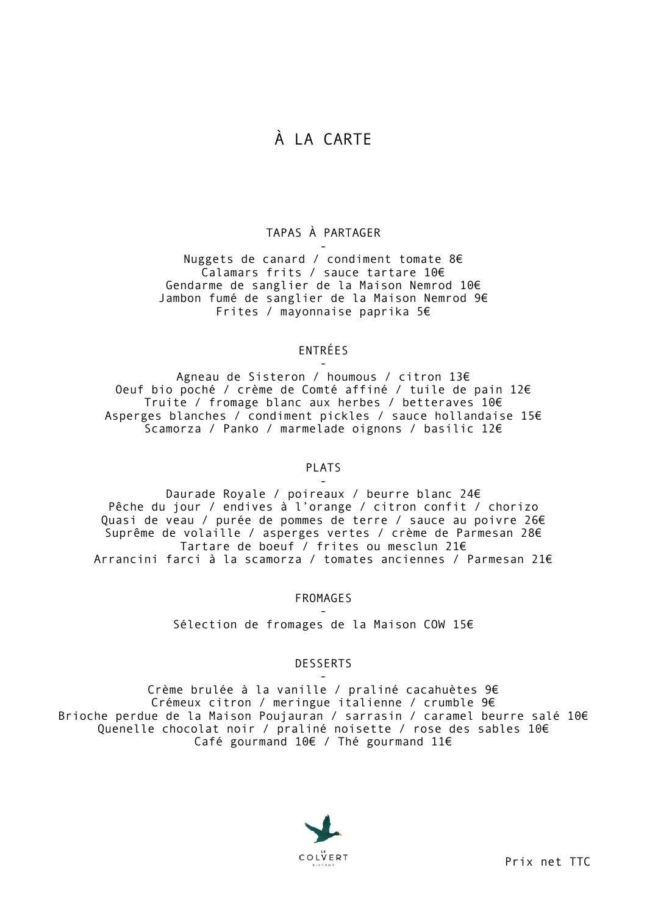# À LA CARTE

## TAPAS À PARTAGER

-

Nuggets de canard / condiment tomate 8€
Calamars frits / sauce tartare 10€
Gendarme de sanglier de la Maison Nemrod 10€
Jambon fumé de sanglier de la Maison Nemrod 9€
Frites / mayonnaise paprika 5€

## ENTRÉES

-

Agneau de Sisteron / houmous / citron 13€
Oeuf bio poché / crème de Comté affiné / tuile de pain 12€
Truite / fromage blanc aux herbes / betteraves 10€
Asperges blanches / condiment pickles / sauce hollandaise 15€
Scamorza / Panko / marmelade oignons / basilic 12€

## PLATS

-

Daurade Royale / poireaux / beurre blanc 24€
Pêche du jour / endives à l'orange / citron confit / chorizo
Quasi de veau / purée de pommes de terre / sauce au poivre 26€
Suprême de volaille / asperges vertes / crème de Parmesan 28€
Tartare de boeuf / frites ou mesclun 21€
Arrancini farci à la scamorza / tomates anciennes / Parmesan 21€

## FROMAGES

-

Sélection de fromages de la Maison COW 15€

## DESSERTS

-

Crème brulée à la vanille / praliné cacahuètes 9€
Crémeux citron / meringue italienne / crumble 9€
Brioche perdue de la Maison Poujauran / sarrasin / caramel beurre salé 10€
Quenelle chocolat noir / praliné noisette / rose des sables 10€
Café gourmand 10€ / Thé gourmand 11€

LE COLVERT BISTROT

Prix net TTC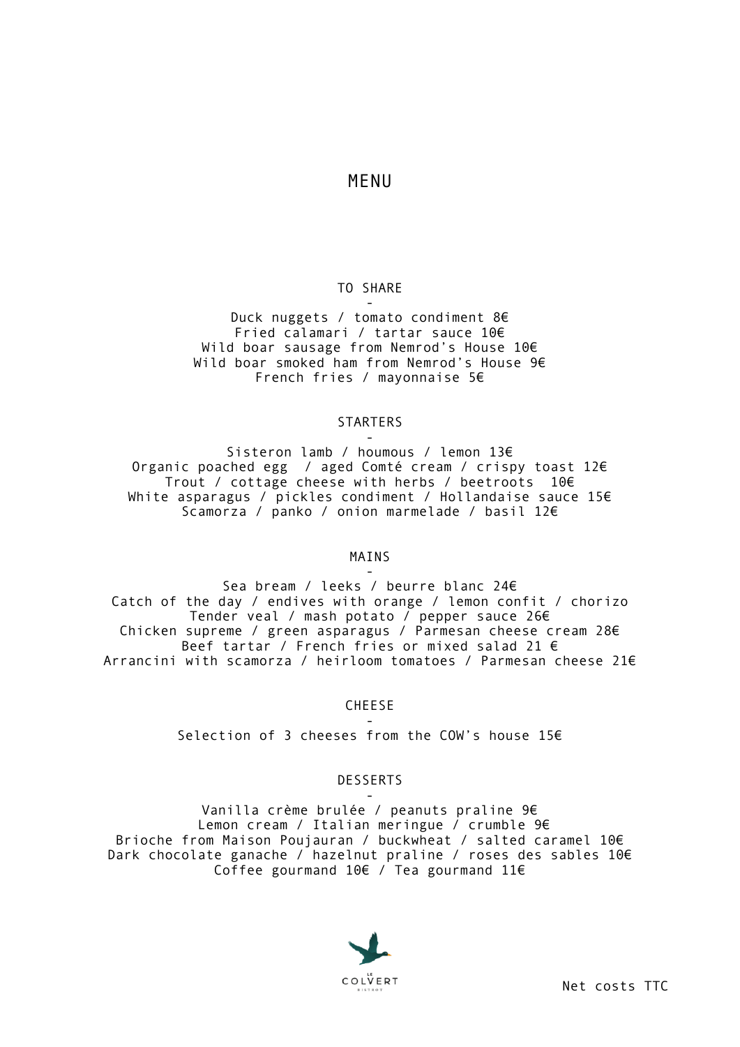# MENU

## TO SHARE

-

Duck nuggets / tomato condiment 8€
Fried calamari / tartar sauce 10€
Wild boar sausage from Nemrod's House 10€
Wild boar smoked ham from Nemrod's House 9€
French fries / mayonnaise 5€

## STARTERS

-

Sisteron lamb / houmous / lemon 13€
Organic poached egg / aged Comté cream / crispy toast 12€
Trout / cottage cheese with herbs / beetroots 10€
White asparagus / pickles condiment / Hollandaise sauce 15€
Scamorza / panko / onion marmelade / basil 12€

## MAINS

-

Sea bream / leeks / beurre blanc 24€
Catch of the day / endives with orange / lemon confit / chorizo
Tender veal / mash potato / pepper sauce 26€
Chicken supreme / green asparagus / Parmesan cheese cream 28€
Beef tartar / French fries or mixed salad 21 €
Arrancini with scamorza / heirloom tomatoes / Parmesan cheese 21€

## CHEESE

-

Selection of 3 cheeses from the COW's house 15€

## DESSERTS

-

Vanilla crème brulée / peanuts praline 9€
Lemon cream / Italian meringue / crumble 9€
Brioche from Maison Poujauran / buckwheat / salted caramel 10€
Dark chocolate ganache / hazelnut praline / roses des sables 10€
Coffee gourmand 10€ / Tea gourmand 11€

LE COLVERT BISTROT

Net costs TTC